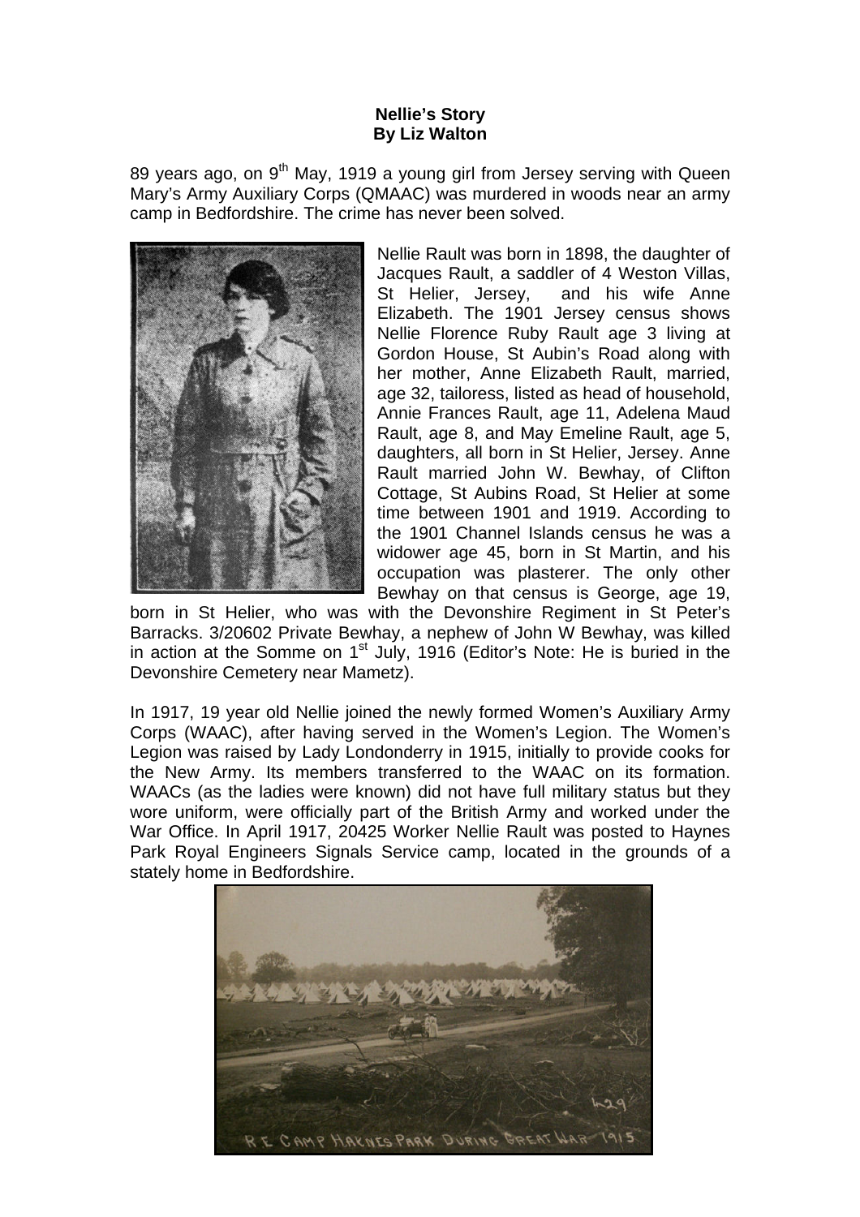**Nellie's Story**
**By Liz Walton**

89 years ago, on 9th May, 1919 a young girl from Jersey serving with Queen Mary's Army Auxiliary Corps (QMAAC) was murdered in woods near an army camp in Bedfordshire. The crime has never been solved.

Nellie Rault was born in 1898, the daughter of Jacques Rault, a saddler of 4 Weston Villas, St Helier, Jersey, and his wife Anne Elizabeth. The 1901 Jersey census shows Nellie Florence Ruby Rault age 3 living at Gordon House, St Aubin's Road along with her mother, Anne Elizabeth Rault, married, age 32, tailoress, listed as head of household, Annie Frances Rault, age 11, Adelena Maud Rault, age 8, and May Emeline Rault, age 5, daughters, all born in St Helier, Jersey. Anne Rault married John W. Bewhay, of Clifton Cottage, St Aubins Road, St Helier at some time between 1901 and 1919. According to the 1901 Channel Islands census he was a widower age 45, born in St Martin, and his occupation was plasterer. The only other Bewhay on that census is George, age 19, born in St Helier, who was with the Devonshire Regiment in St Peter's Barracks. 3/20602 Private Bewhay, a nephew of John W Bewhay, was killed in action at the Somme on 1st July, 1916 (Editor's Note: He is buried in the Devonshire Cemetery near Mametz).

In 1917, 19 year old Nellie joined the newly formed Women's Auxiliary Army Corps (WAAC), after having served in the Women's Legion. The Women's Legion was raised by Lady Londonderry in 1915, initially to provide cooks for the New Army. Its members transferred to the WAAC on its formation. WAACs (as the ladies were known) did not have full military status but they wore uniform, were officially part of the British Army and worked under the War Office. In April 1917, 20425 Worker Nellie Rault was posted to Haynes Park Royal Engineers Signals Service camp, located in the grounds of a stately home in Bedfordshire.

R.E. CAMP HAYNES PARK DURING GREAT WAR 1915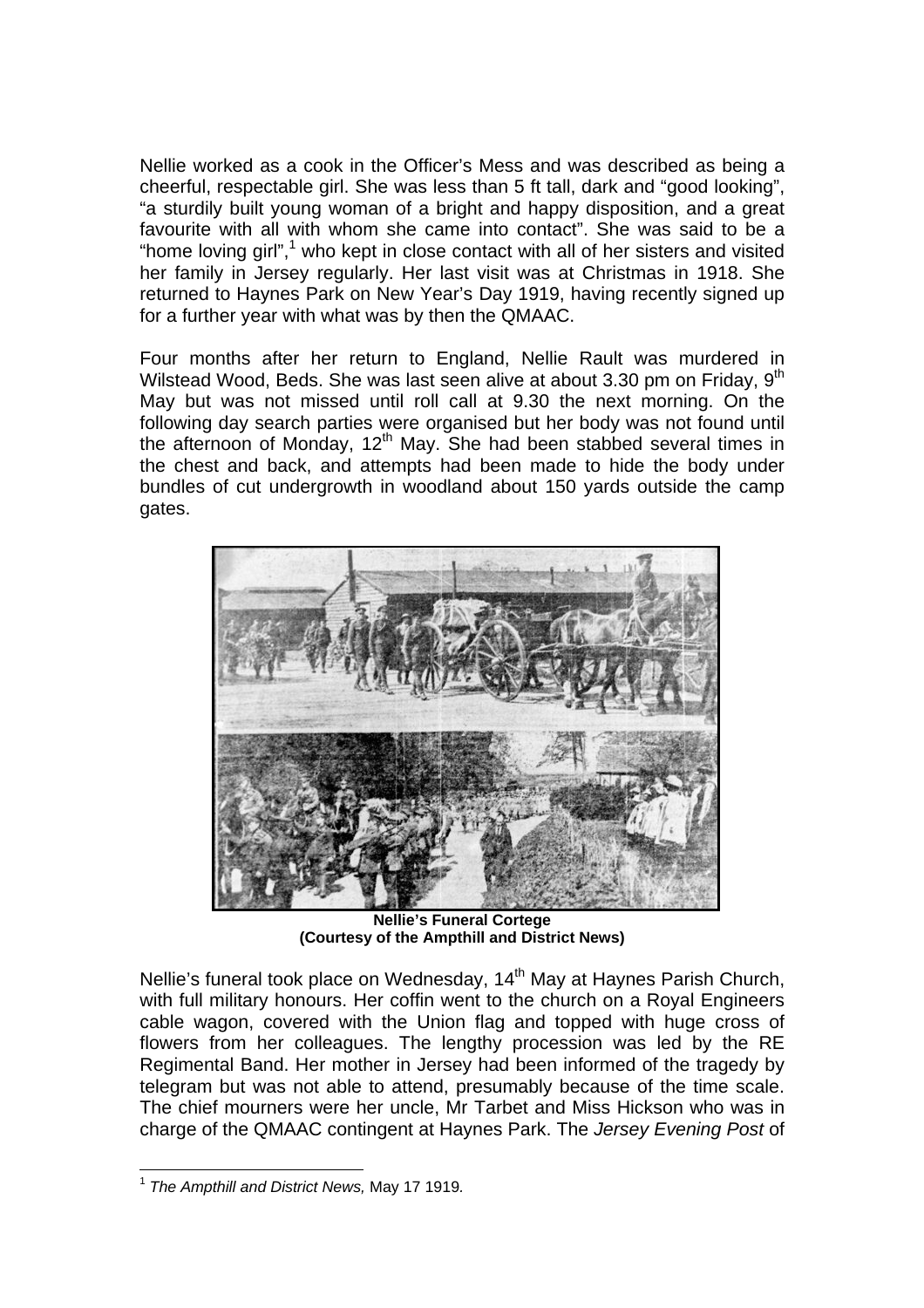Nellie worked as a cook in the Officer's Mess and was described as being a cheerful, respectable girl. She was less than 5 ft tall, dark and "good looking", "a sturdily built young woman of a bright and happy disposition, and a great favourite with all with whom she came into contact". She was said to be a "home loving girl",[1] who kept in close contact with all of her sisters and visited her family in Jersey regularly. Her last visit was at Christmas in 1918. She returned to Haynes Park on New Year's Day 1919, having recently signed up for a further year with what was by then the QMAAC.

Four months after her return to England, Nellie Rault was murdered in Wilstead Wood, Beds. She was last seen alive at about 3.30 pm on Friday, 9th May but was not missed until roll call at 9.30 the next morning. On the following day search parties were organised but her body was not found until the afternoon of Monday, 12th May. She had been stabbed several times in the chest and back, and attempts had been made to hide the body under bundles of cut undergrowth in woodland about 150 yards outside the camp gates.

**Nellie's Funeral Cortege**
**(Courtesy of the Ampthill and District News)**

Nellie's funeral took place on Wednesday, 14th May at Haynes Parish Church, with full military honours. Her coffin went to the church on a Royal Engineers cable wagon, covered with the Union flag and topped with huge cross of flowers from her colleagues. The lengthy procession was led by the RE Regimental Band. Her mother in Jersey had been informed of the tragedy by telegram but was not able to attend, presumably because of the time scale. The chief mourners were her uncle, Mr Tarbet and Miss Hickson who was in charge of the QMAAC contingent at Haynes Park. The *Jersey Evening Post* of

---

[1] *The Ampthill and District News,* May 17 1919.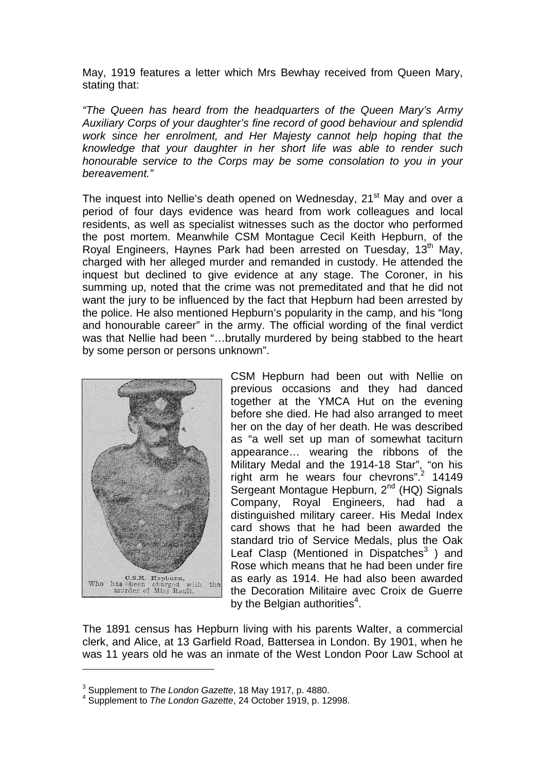May, 1919 features a letter which Mrs Bewhay received from Queen Mary, stating that:

*"The Queen has heard from the headquarters of the Queen Mary's Army Auxiliary Corps of your daughter's fine record of good behaviour and splendid work since her enrolment, and Her Majesty cannot help hoping that the knowledge that your daughter in her short life was able to render such honourable service to the Corps may be some consolation to you in your bereavement."*

The inquest into Nellie's death opened on Wednesday, 21st May and over a period of four days evidence was heard from work colleagues and local residents, as well as specialist witnesses such as the doctor who performed the post mortem. Meanwhile CSM Montague Cecil Keith Hepburn, of the Royal Engineers, Haynes Park had been arrested on Tuesday, 13th May, charged with her alleged murder and remanded in custody. He attended the inquest but declined to give evidence at any stage. The Coroner, in his summing up, noted that the crime was not premeditated and that he did not want the jury to be influenced by the fact that Hepburn had been arrested by the police. He also mentioned Hepburn's popularity in the camp, and his "long and honourable career" in the army. The official wording of the final verdict was that Nellie had been "…brutally murdered by being stabbed to the heart by some person or persons unknown".

C.S.M. Hepburn, Who has been charged with the murder of Miss Rault.

CSM Hepburn had been out with Nellie on previous occasions and they had danced together at the YMCA Hut on the evening before she died. He had also arranged to meet her on the day of her death. He was described as "a well set up man of somewhat taciturn appearance… wearing the ribbons of the Military Medal and the 1914-18 Star", "on his right arm he wears four chevrons".[2] 14149 Sergeant Montague Hepburn, 2nd (HQ) Signals Company, Royal Engineers, had had a distinguished military career. His Medal Index card shows that he had been awarded the standard trio of Service Medals, plus the Oak Leaf Clasp (Mentioned in Dispatches[3] ) and Rose which means that he had been under fire as early as 1914. He had also been awarded the Decoration Militaire avec Croix de Guerre by the Belgian authorities[4].

The 1891 census has Hepburn living with his parents Walter, a commercial clerk, and Alice, at 13 Garfield Road, Battersea in London. By 1901, when he was 11 years old he was an inmate of the West London Poor Law School at

---

[3] Supplement to *The London Gazette*, 18 May 1917, p. 4880.
[4] Supplement to *The London Gazette*, 24 October 1919, p. 12998.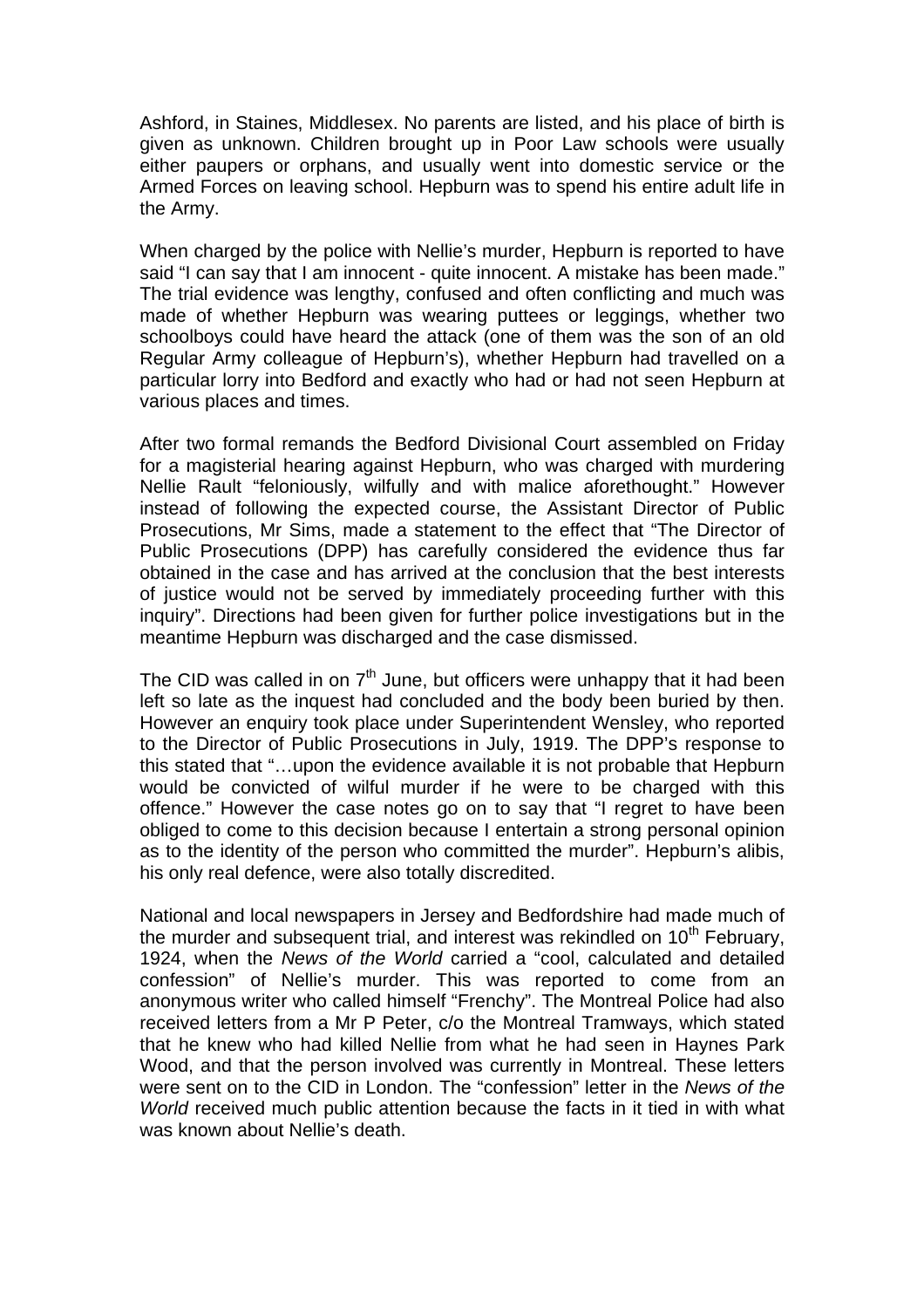Ashford, in Staines, Middlesex. No parents are listed, and his place of birth is given as unknown. Children brought up in Poor Law schools were usually either paupers or orphans, and usually went into domestic service or the Armed Forces on leaving school. Hepburn was to spend his entire adult life in the Army.

When charged by the police with Nellie's murder, Hepburn is reported to have said "I can say that I am innocent - quite innocent. A mistake has been made." The trial evidence was lengthy, confused and often conflicting and much was made of whether Hepburn was wearing puttees or leggings, whether two schoolboys could have heard the attack (one of them was the son of an old Regular Army colleague of Hepburn's), whether Hepburn had travelled on a particular lorry into Bedford and exactly who had or had not seen Hepburn at various places and times.

After two formal remands the Bedford Divisional Court assembled on Friday for a magisterial hearing against Hepburn, who was charged with murdering Nellie Rault "feloniously, wilfully and with malice aforethought." However instead of following the expected course, the Assistant Director of Public Prosecutions, Mr Sims, made a statement to the effect that "The Director of Public Prosecutions (DPP) has carefully considered the evidence thus far obtained in the case and has arrived at the conclusion that the best interests of justice would not be served by immediately proceeding further with this inquiry". Directions had been given for further police investigations but in the meantime Hepburn was discharged and the case dismissed.

The CID was called in on 7th June, but officers were unhappy that it had been left so late as the inquest had concluded and the body been buried by then. However an enquiry took place under Superintendent Wensley, who reported to the Director of Public Prosecutions in July, 1919. The DPP's response to this stated that "…upon the evidence available it is not probable that Hepburn would be convicted of wilful murder if he were to be charged with this offence." However the case notes go on to say that "I regret to have been obliged to come to this decision because I entertain a strong personal opinion as to the identity of the person who committed the murder". Hepburn's alibis, his only real defence, were also totally discredited.

National and local newspapers in Jersey and Bedfordshire had made much of the murder and subsequent trial, and interest was rekindled on 10th February, 1924, when the *News of the World* carried a "cool, calculated and detailed confession" of Nellie's murder. This was reported to come from an anonymous writer who called himself "Frenchy". The Montreal Police had also received letters from a Mr P Peter, c/o the Montreal Tramways, which stated that he knew who had killed Nellie from what he had seen in Haynes Park Wood, and that the person involved was currently in Montreal. These letters were sent on to the CID in London. The "confession" letter in the *News of the World* received much public attention because the facts in it tied in with what was known about Nellie's death.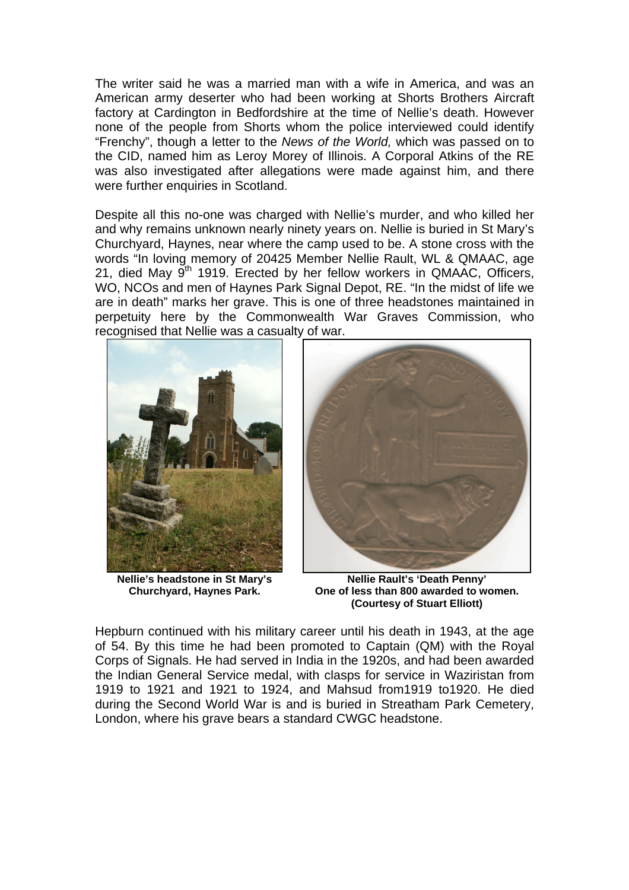The writer said he was a married man with a wife in America, and was an American army deserter who had been working at Shorts Brothers Aircraft factory at Cardington in Bedfordshire at the time of Nellie's death. However none of the people from Shorts whom the police interviewed could identify "Frenchy", though a letter to the *News of the World,* which was passed on to the CID, named him as Leroy Morey of Illinois. A Corporal Atkins of the RE was also investigated after allegations were made against him, and there were further enquiries in Scotland.

Despite all this no-one was charged with Nellie's murder, and who killed her and why remains unknown nearly ninety years on. Nellie is buried in St Mary's Churchyard, Haynes, near where the camp used to be. A stone cross with the words "In loving memory of 20425 Member Nellie Rault, WL & QMAAC, age 21, died May 9th 1919. Erected by her fellow workers in QMAAC, Officers, WO, NCOs and men of Haynes Park Signal Depot, RE. "In the midst of life we are in death" marks her grave. This is one of three headstones maintained in perpetuity here by the Commonwealth War Graves Commission, who recognised that Nellie was a casualty of war.

**Nellie's headstone in St Mary's Churchyard, Haynes Park.**

**Nellie Rault's 'Death Penny'**
**One of less than 800 awarded to women.**
**(Courtesy of Stuart Elliott)**

Hepburn continued with his military career until his death in 1943, at the age of 54. By this time he had been promoted to Captain (QM) with the Royal Corps of Signals. He had served in India in the 1920s, and had been awarded the Indian General Service medal, with clasps for service in Waziristan from 1919 to 1921 and 1921 to 1924, and Mahsud from1919 to1920. He died during the Second World War is and is buried in Streatham Park Cemetery, London, where his grave bears a standard CWGC headstone.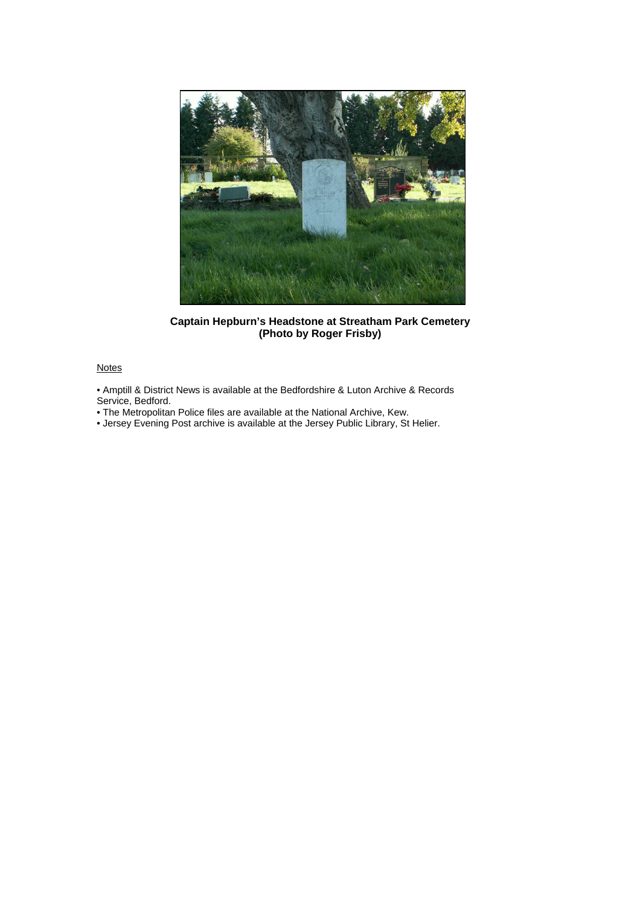**Captain Hepburn's Headstone at Streatham Park Cemetery**
**(Photo by Roger Frisby)**

Notes

- Amptill & District News is available at the Bedfordshire & Luton Archive & Records Service, Bedford.
- The Metropolitan Police files are available at the National Archive, Kew.
- Jersey Evening Post archive is available at the Jersey Public Library, St Helier.